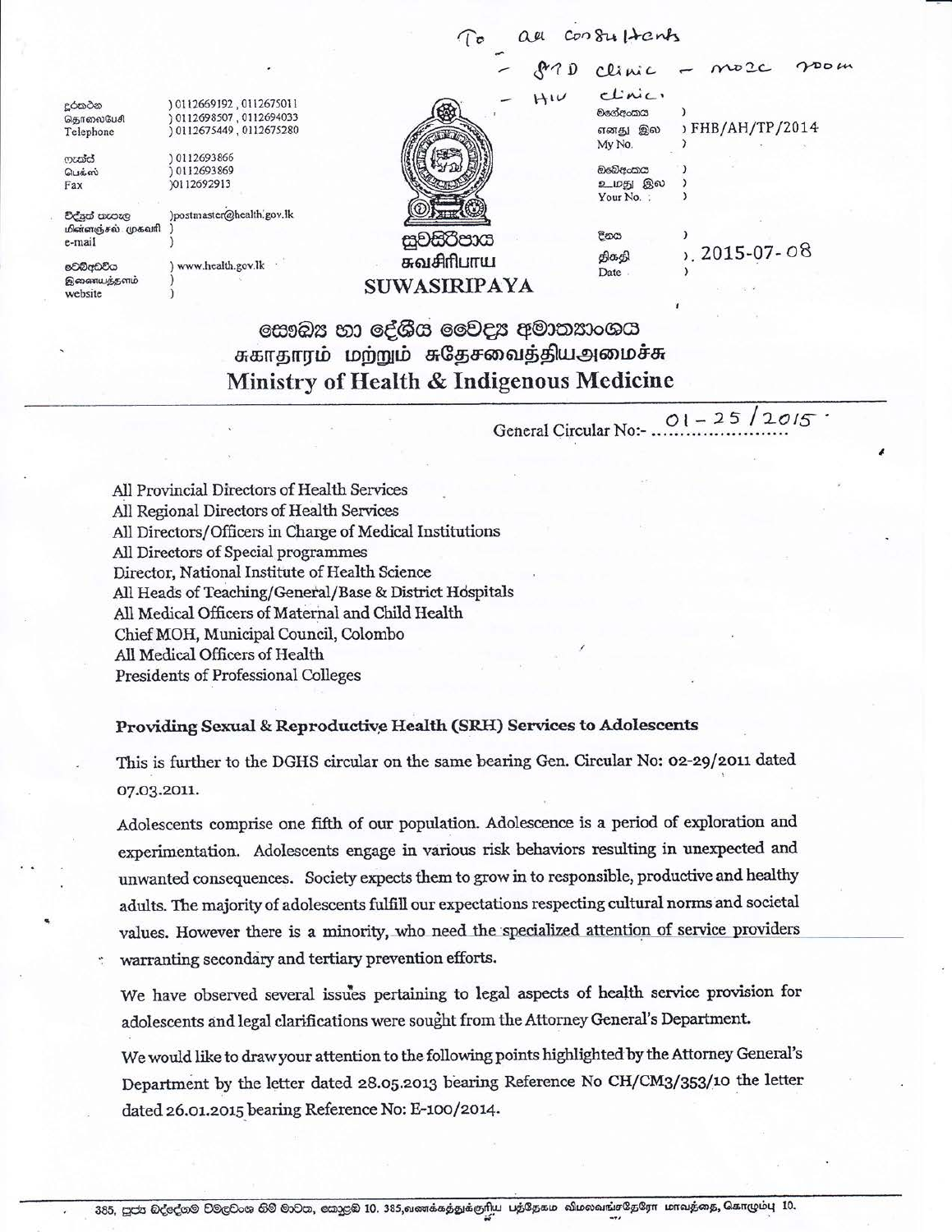To all consultants
- STD clinic - MO2C room
- HIV clinic.

දුරකථන / தொலைபேசி / Telephone ) 0112669192 , 0112675011 ) 0112698507 , 0112694033 ) 0112675449 , 0112675280

ෆැක්ස් / பெக்ஸ் / Fax ) 0112693866 ) 0112693869 ) 0112692913

විද්‍යුත් තැපෑල / மின்னஞ்சல் முகவரி / e-mail ) postmaster@health.gov.lk

වෙබ් අඩවිය / இணையத்தளம் / website ) www.health.gov.lk

සුවසිරිපාය
சுவசிரிபாய
SUWASIRIPAYA

මගේ අංකය / எனது இல / My No. ) FHB/AH/TP/2014

ඔබේ අංකය / உமது இல / Your No. )

දිනය / திகதி / Date ) 2015-07-08

# සෞඛ්‍ය හා දේශීය වෛද්‍ය අමාත්‍යාංශය
# சுகாதாரம் மற்றும் சுதேசவைத்தியஅமைச்சு
# Ministry of Health & Indigenous Medicine

General Circular No:- 01-25/2015

All Provincial Directors of Health Services
All Regional Directors of Health Services
All Directors/Officers in Charge of Medical Institutions
All Directors of Special programmes
Director, National Institute of Health Science
All Heads of Teaching/General/Base & District Hospitals
All Medical Officers of Maternal and Child Health
Chief MOH, Municipal Council, Colombo
All Medical Officers of Health
Presidents of Professional Colleges

**Providing Sexual & Reproductive Health (SRH) Services to Adolescents**

This is further to the DGHS circular on the same bearing Gen. Circular No: 02-29/2011 dated 07.03.2011.

Adolescents comprise one fifth of our population. Adolescence is a period of exploration and experimentation. Adolescents engage in various risk behaviors resulting in unexpected and unwanted consequences. Society expects them to grow in to responsible, productive and healthy adults. The majority of adolescents fulfill our expectations respecting cultural norms and societal values. However there is a minority, who need the specialized attention of service providers warranting secondary and tertiary prevention efforts.

We have observed several issues pertaining to legal aspects of health service provision for adolescents and legal clarifications were sought from the Attorney General's Department.

We would like to draw your attention to the following points highlighted by the Attorney General's Department by the letter dated 28.05.2013 bearing Reference No CH/CM3/353/10 the letter dated 26.01.2015 bearing Reference No: E-100/2014.

385, පූජ්‍ය බද්දේගම විමලවංශ හිමි මාවත, කොළඹ 10. 385,வணக்கத்துக்குரிய பத்தேகம விமலவங்சதேரோ மாவத்தை, கொழும்பு 10.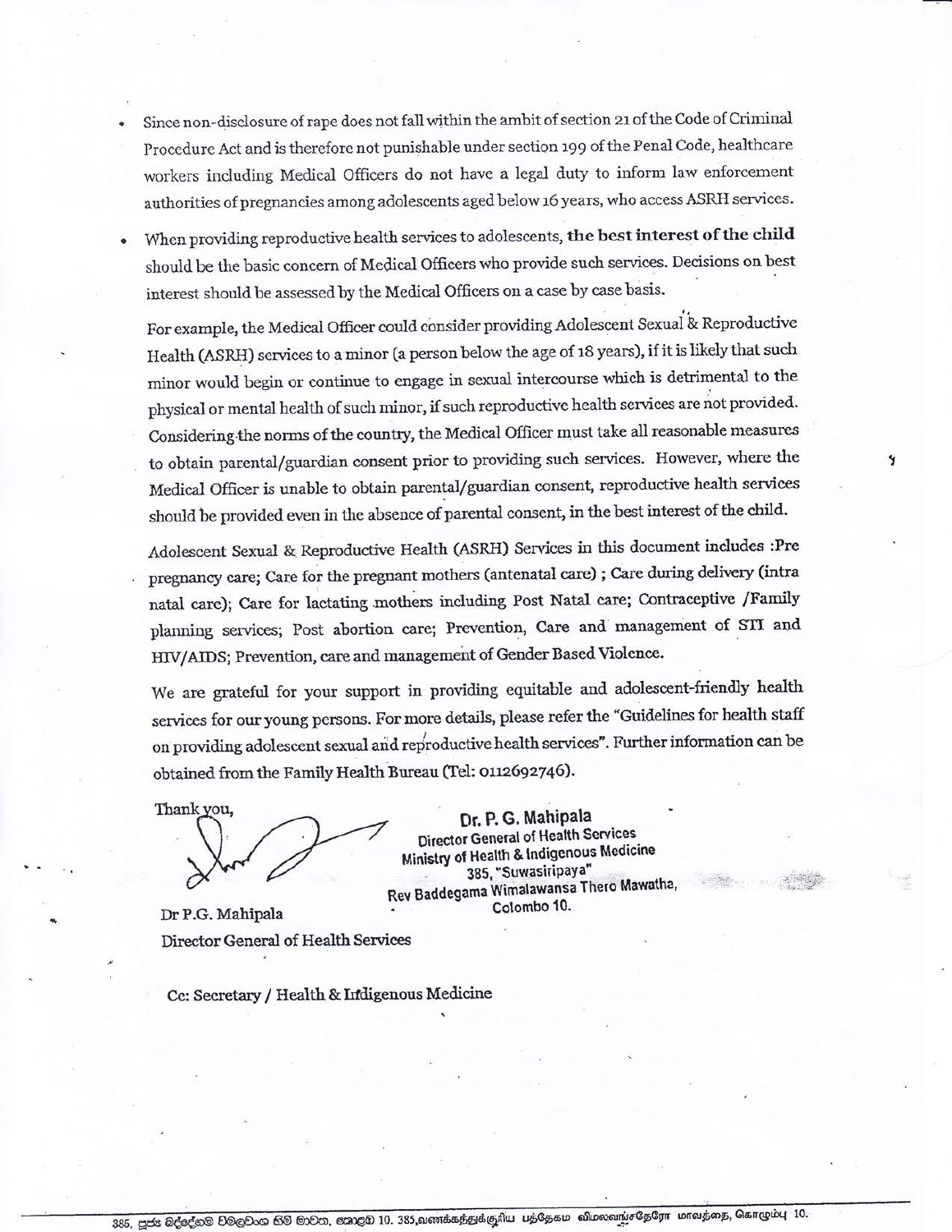- Since non-disclosure of rape does not fall within the ambit of section 21 of the Code of Criminal Procedure Act and is therefore not punishable under section 199 of the Penal Code, healthcare workers including Medical Officers do not have a legal duty to inform law enforcement authorities of pregnancies among adolescents aged below 16 years, who access ASRH services.

- When providing reproductive health services to adolescents, **the best interest of the child** should be the basic concern of Medical Officers who provide such services. Decisions on best interest should be assessed by the Medical Officers on a case by case basis.

  For example, the Medical Officer could consider providing Adolescent Sexual & Reproductive Health (ASRH) services to a minor (a person below the age of 18 years), if it is likely that such minor would begin or continue to engage in sexual intercourse which is detrimental to the physical or mental health of such minor, if such reproductive health services are not provided. Considering the norms of the country, the Medical Officer must take all reasonable measures to obtain parental/guardian consent prior to providing such services. However, where the Medical Officer is unable to obtain parental/guardian consent, reproductive health services should be provided even in the absence of parental consent, in the best interest of the child.

  Adolescent Sexual & Reproductive Health (ASRH) Services in this document includes :Pre pregnancy care; Care for the pregnant mothers (antenatal care) ; Care during delivery (intra natal care); Care for lactating mothers including Post Natal care; Contraceptive /Family planning services; Post abortion care; Prevention, Care and management of STI and HIV/AIDS; Prevention, care and management of Gender Based Violence.

  We are grateful for your support in providing equitable and adolescent-friendly health services for our young persons. For more details, please refer the "Guidelines for health staff on providing adolescent sexual and reproductive health services". Further information can be obtained from the Family Health Bureau (Tel: 0112692746).

Thank you,

Dr. P. G. Mahipala
Director General of Health Services
Ministry of Health & Indigenous Medicine
385, "Suwasiripaya"
Rev Baddegama Wimalawansa Thero Mawatha,
Colombo 10.

Dr P.G. Mahipala
Director General of Health Services

Cc: Secretary / Health & Indigenous Medicine